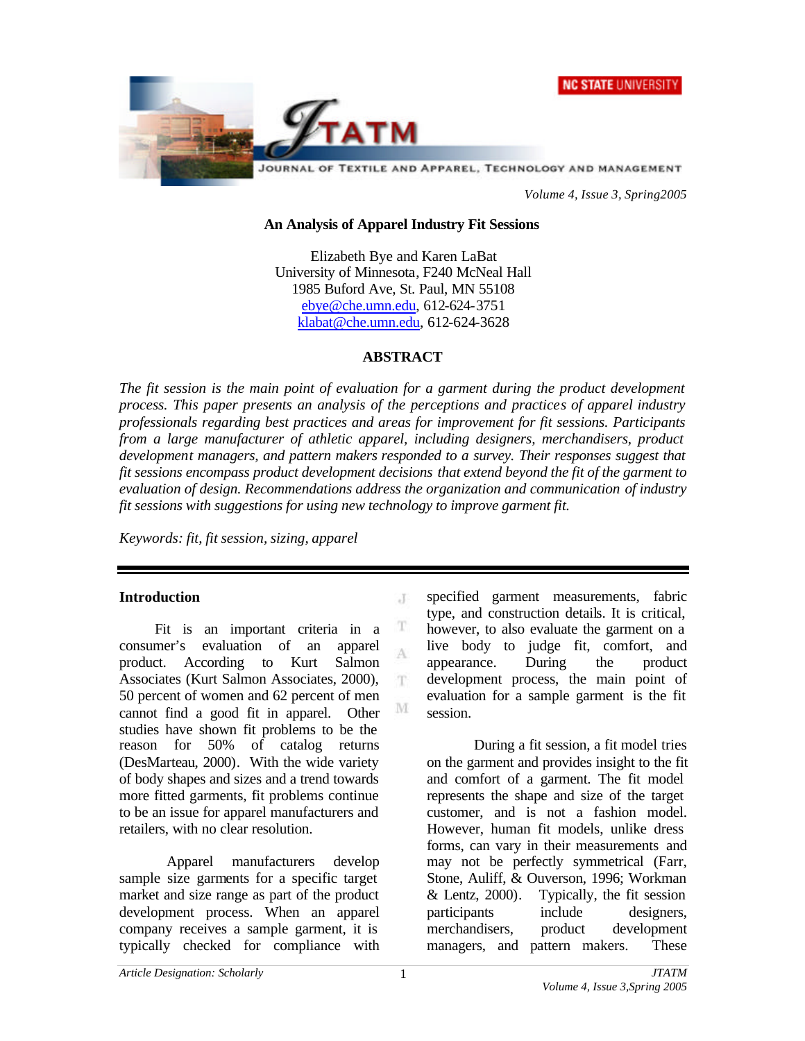# An Analysis of Apparel Industry Fit Sessions

Elizabeth Bye and Karen LaBat
University of Minnesota, F240 McNeal Hall
1985 Buford Ave, St. Paul, MN 55108
ebye@che.umn.edu, 612-624-3751
klabat@che.umn.edu, 612-624-3628

## ABSTRACT

*The fit session is the main point of evaluation for a garment during the product development process. This paper presents an analysis of the perceptions and practices of apparel industry professionals regarding best practices and areas for improvement for fit sessions. Participants from a large manufacturer of athletic apparel, including designers, merchandisers, product development managers, and pattern makers responded to a survey. Their responses suggest that fit sessions encompass product development decisions that extend beyond the fit of the garment to evaluation of design. Recommendations address the organization and communication of industry fit sessions with suggestions for using new technology to improve garment fit.*

*Keywords: fit, fit session, sizing, apparel*

## Introduction

Fit is an important criteria in a consumer's evaluation of an apparel product. According to Kurt Salmon Associates (Kurt Salmon Associates, 2000), 50 percent of women and 62 percent of men cannot find a good fit in apparel. Other studies have shown fit problems to be the reason for 50% of catalog returns (DesMarteau, 2000). With the wide variety of body shapes and sizes and a trend towards more fitted garments, fit problems continue to be an issue for apparel manufacturers and retailers, with no clear resolution.

Apparel manufacturers develop sample size garments for a specific target market and size range as part of the product development process. When an apparel company receives a sample garment, it is typically checked for compliance with specified garment measurements, fabric type, and construction details. It is critical, however, to also evaluate the garment on a live body to judge fit, comfort, and appearance. During the product development process, the main point of evaluation for a sample garment is the fit session.

During a fit session, a fit model tries on the garment and provides insight to the fit and comfort of a garment. The fit model represents the shape and size of the target customer, and is not a fashion model. However, human fit models, unlike dress forms, can vary in their measurements and may not be perfectly symmetrical (Farr, Stone, Auliff, & Ouverson, 1996; Workman & Lentz, 2000). Typically, the fit session participants include designers, merchandisers, product development managers, and pattern makers. These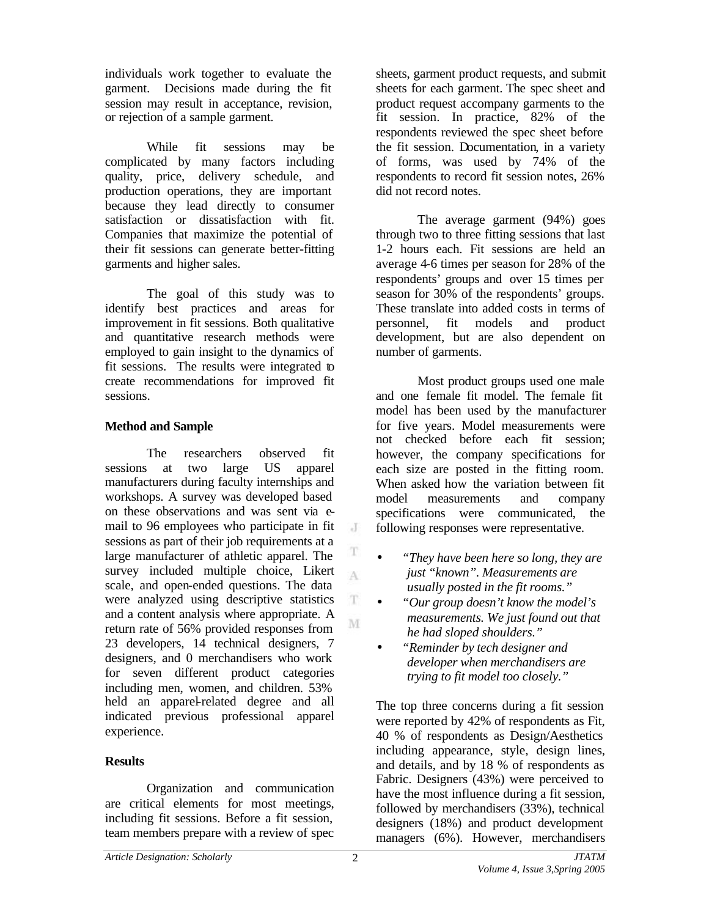individuals work together to evaluate the garment. Decisions made during the fit session may result in acceptance, revision, or rejection of a sample garment.

While fit sessions may be complicated by many factors including quality, price, delivery schedule, and production operations, they are important because they lead directly to consumer satisfaction or dissatisfaction with fit. Companies that maximize the potential of their fit sessions can generate better-fitting garments and higher sales.

The goal of this study was to identify best practices and areas for improvement in fit sessions. Both qualitative and quantitative research methods were employed to gain insight to the dynamics of fit sessions. The results were integrated to create recommendations for improved fit sessions.

## Method and Sample

The researchers observed fit sessions at two large US apparel manufacturers during faculty internships and workshops. A survey was developed based on these observations and was sent via e-mail to 96 employees who participate in fit sessions as part of their job requirements at a large manufacturer of athletic apparel. The survey included multiple choice, Likert scale, and open-ended questions. The data were analyzed using descriptive statistics and a content analysis where appropriate. A return rate of 56% provided responses from 23 developers, 14 technical designers, 7 designers, and 0 merchandisers who work for seven different product categories including men, women, and children. 53% held an apparel-related degree and all indicated previous professional apparel experience.

## Results

Organization and communication are critical elements for most meetings, including fit sessions. Before a fit session, team members prepare with a review of spec sheets, garment product requests, and submit sheets for each garment. The spec sheet and product request accompany garments to the fit session. In practice, 82% of the respondents reviewed the spec sheet before the fit session. Documentation, in a variety of forms, was used by 74% of the respondents to record fit session notes, 26% did not record notes.

The average garment (94%) goes through two to three fitting sessions that last 1-2 hours each. Fit sessions are held an average 4-6 times per season for 28% of the respondents' groups and over 15 times per season for 30% of the respondents' groups. These translate into added costs in terms of personnel, fit models and product development, but are also dependent on number of garments.

Most product groups used one male and one female fit model. The female fit model has been used by the manufacturer for five years. Model measurements were not checked before each fit session; however, the company specifications for each size are posted in the fitting room. When asked how the variation between fit model measurements and company specifications were communicated, the following responses were representative.

- *"They have been here so long, they are just "known". Measurements are usually posted in the fit rooms."*
- *"Our group doesn't know the model's measurements. We just found out that he had sloped shoulders."*
- *"Reminder by tech designer and developer when merchandisers are trying to fit model too closely."*

The top three concerns during a fit session were reported by 42% of respondents as Fit, 40 % of respondents as Design/Aesthetics including appearance, style, design lines, and details, and by 18 % of respondents as Fabric. Designers (43%) were perceived to have the most influence during a fit session, followed by merchandisers (33%), technical designers (18%) and product development managers (6%). However, merchandisers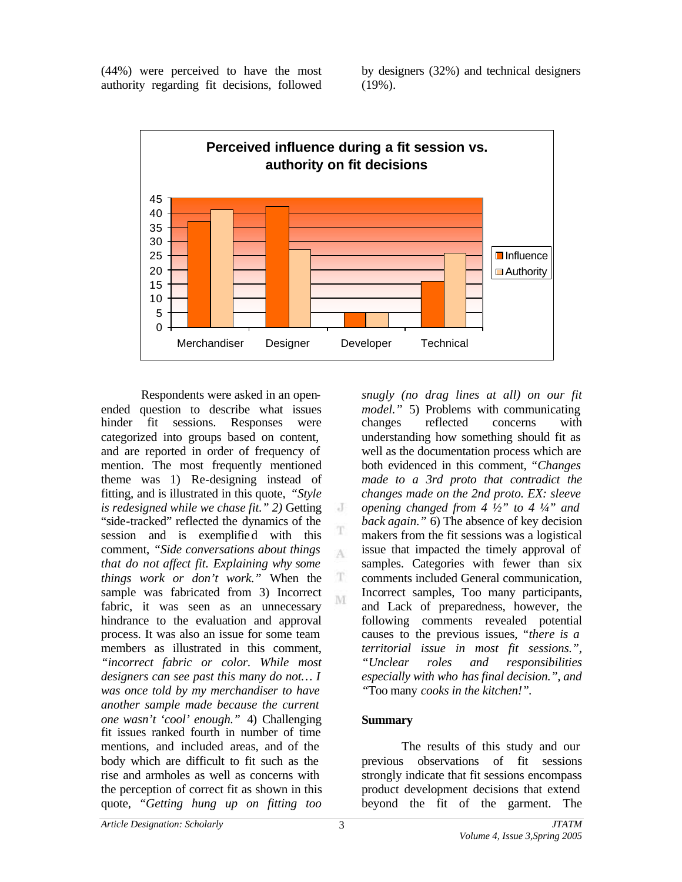(44%) were perceived to have the most authority regarding fit decisions, followed by designers (32%) and technical designers (19%).

**Perceived influence during a fit session vs. authority on fit decisions**

Respondents were asked in an open-ended question to describe what issues hinder fit sessions. Responses were categorized into groups based on content, and are reported in order of frequency of mention. The most frequently mentioned theme was 1) Re-designing instead of fitting, and is illustrated in this quote, *"Style is redesigned while we chase fit." 2)* Getting "side-tracked" reflected the dynamics of the session and is exemplified with this comment, *"Side conversations about things that do not affect fit. Explaining why some things work or don't work."* When the sample was fabricated from 3) Incorrect fabric, it was seen as an unnecessary hindrance to the evaluation and approval process. It was also an issue for some team members as illustrated in this comment, *"incorrect fabric or color. While most designers can see past this many do not… I was once told by my merchandiser to have another sample made because the current one wasn't 'cool' enough."* 4) Challenging fit issues ranked fourth in number of time mentions, and included areas, and of the body which are difficult to fit such as the rise and armholes as well as concerns with the perception of correct fit as shown in this quote, *"Getting hung up on fitting too snugly (no drag lines at all) on our fit model."* 5) Problems with communicating changes reflected concerns with understanding how something should fit as well as the documentation process which are both evidenced in this comment, "*Changes made to a 3rd proto that contradict the changes made on the 2nd proto. EX: sleeve opening changed from 4 ½" to 4 ¼" and back again."* 6) The absence of key decision makers from the fit sessions was a logistical issue that impacted the timely approval of samples. Categories with fewer than six comments included General communication, Incorrect samples, Too many participants, and Lack of preparedness, however, the following comments revealed potential causes to the previous issues, "*there is a territorial issue in most fit sessions.", "Unclear roles and responsibilities especially with who has final decision.", and "*Too many *cooks in the kitchen!".*

## Summary

The results of this study and our previous observations of fit sessions strongly indicate that fit sessions encompass product development decisions that extend beyond the fit of the garment. The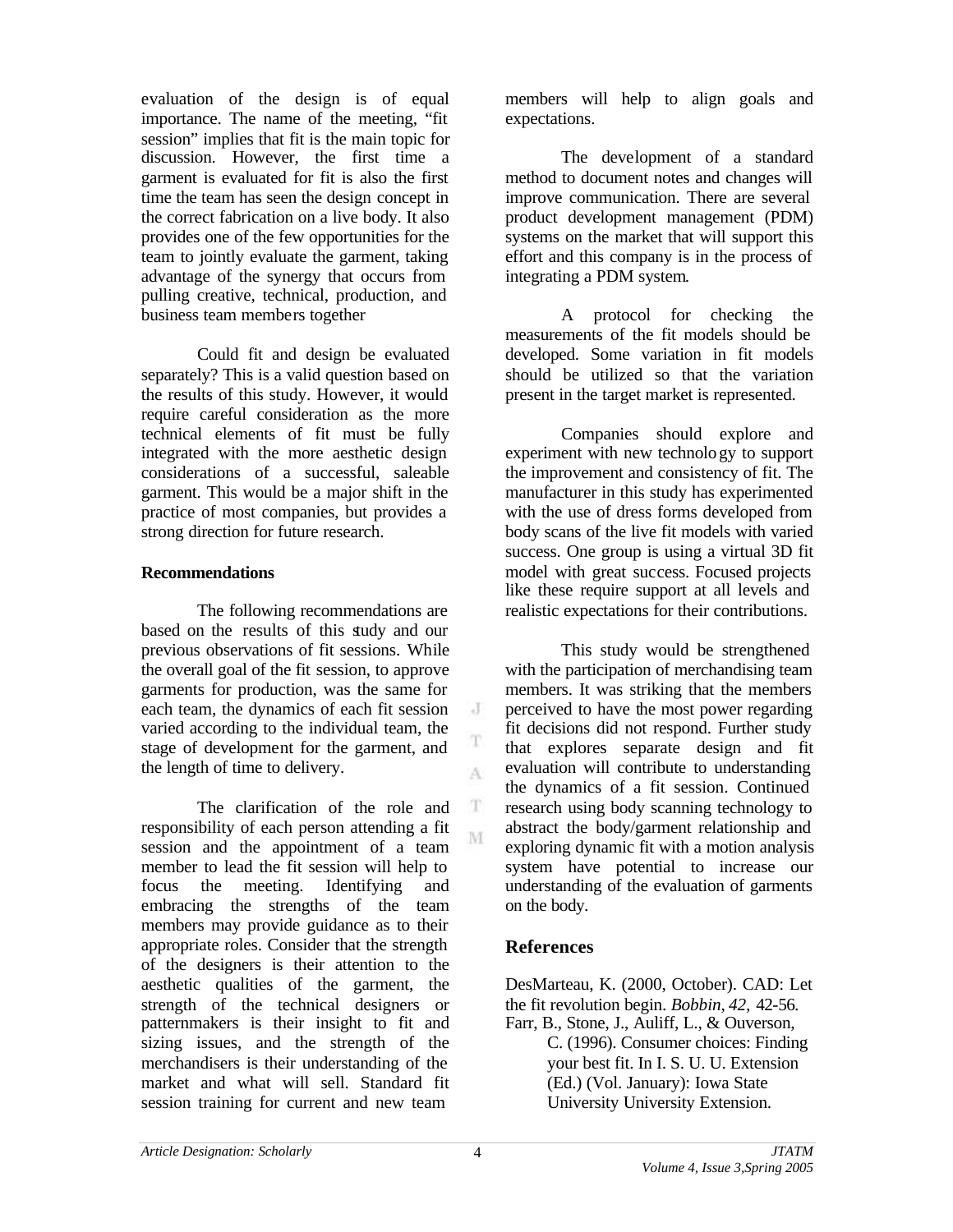evaluation of the design is of equal importance. The name of the meeting, "fit session" implies that fit is the main topic for discussion. However, the first time a garment is evaluated for fit is also the first time the team has seen the design concept in the correct fabrication on a live body. It also provides one of the few opportunities for the team to jointly evaluate the garment, taking advantage of the synergy that occurs from pulling creative, technical, production, and business team members together

Could fit and design be evaluated separately? This is a valid question based on the results of this study. However, it would require careful consideration as the more technical elements of fit must be fully integrated with the more aesthetic design considerations of a successful, saleable garment. This would be a major shift in the practice of most companies, but provides a strong direction for future research.

**Recommendations**

The following recommendations are based on the results of this study and our previous observations of fit sessions. While the overall goal of the fit session, to approve garments for production, was the same for each team, the dynamics of each fit session varied according to the individual team, the stage of development for the garment, and the length of time to delivery.

The clarification of the role and responsibility of each person attending a fit session and the appointment of a team member to lead the fit session will help to focus the meeting. Identifying and embracing the strengths of the team members may provide guidance as to their appropriate roles. Consider that the strength of the designers is their attention to the aesthetic qualities of the garment, the strength of the technical designers or patternmakers is their insight to fit and sizing issues, and the strength of the merchandisers is their understanding of the market and what will sell. Standard fit session training for current and new team members will help to align goals and expectations.

The development of a standard method to document notes and changes will improve communication. There are several product development management (PDM) systems on the market that will support this effort and this company is in the process of integrating a PDM system.

A protocol for checking the measurements of the fit models should be developed. Some variation in fit models should be utilized so that the variation present in the target market is represented.

Companies should explore and experiment with new technology to support the improvement and consistency of fit. The manufacturer in this study has experimented with the use of dress forms developed from body scans of the live fit models with varied success. One group is using a virtual 3D fit model with great success. Focused projects like these require support at all levels and realistic expectations for their contributions.

This study would be strengthened with the participation of merchandising team members. It was striking that the members perceived to have the most power regarding fit decisions did not respond. Further study that explores separate design and fit evaluation will contribute to understanding the dynamics of a fit session. Continued research using body scanning technology to abstract the body/garment relationship and exploring dynamic fit with a motion analysis system have potential to increase our understanding of the evaluation of garments on the body.

## References

DesMarteau, K. (2000, October). CAD: Let the fit revolution begin. *Bobbin*, *42*, 42-56.

Farr, B., Stone, J., Auliff, L., & Ouverson, C. (1996). Consumer choices: Finding your best fit. In I. S. U. U. Extension (Ed.) (Vol. January): Iowa State University University Extension.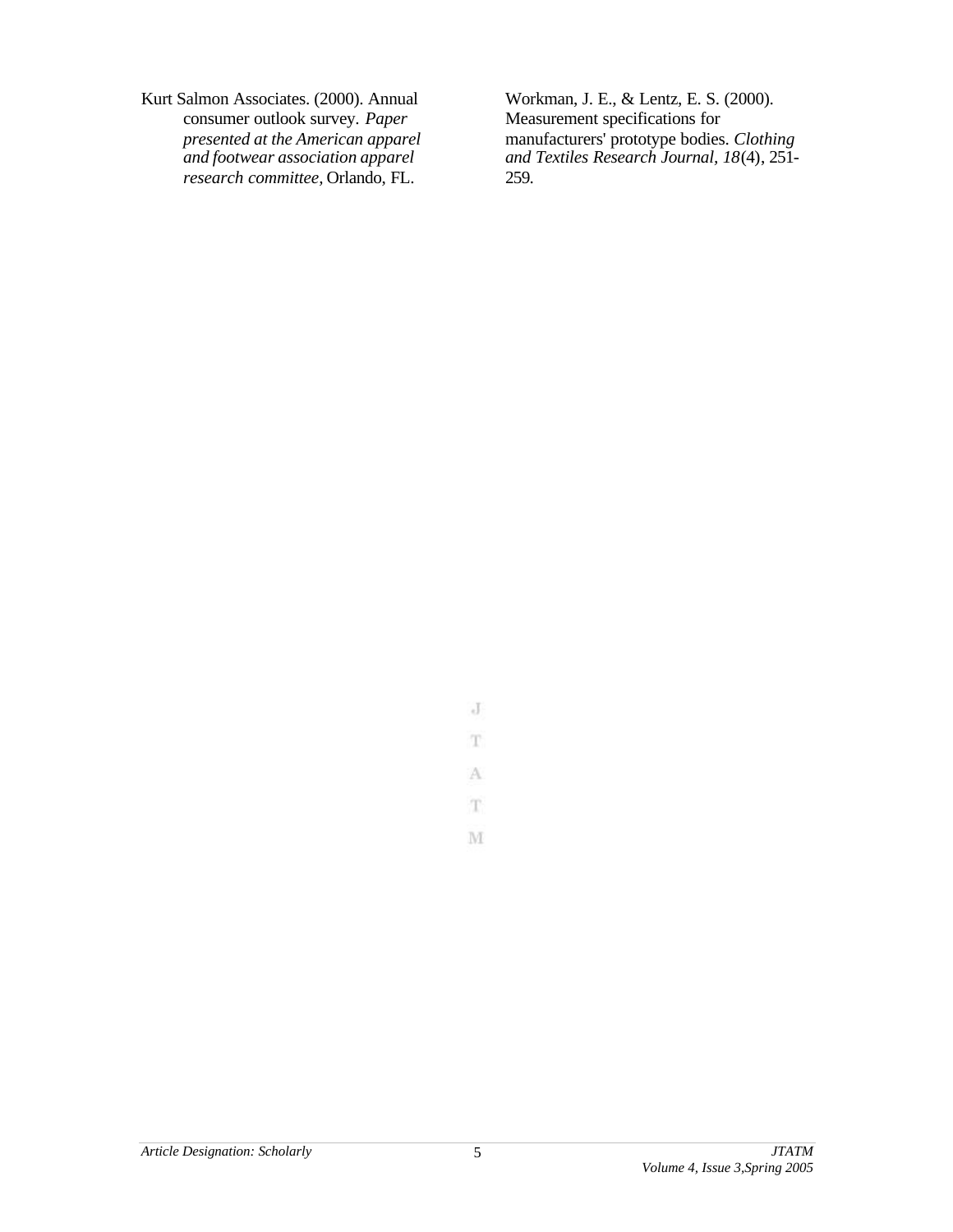Kurt Salmon Associates. (2000). Annual consumer outlook survey. *Paper presented at the American apparel and footwear association apparel research committee,* Orlando, FL.

Workman, J. E., & Lentz, E. S. (2000). Measurement specifications for manufacturers' prototype bodies. *Clothing and Textiles Research Journal, 18*(4), 251-259.